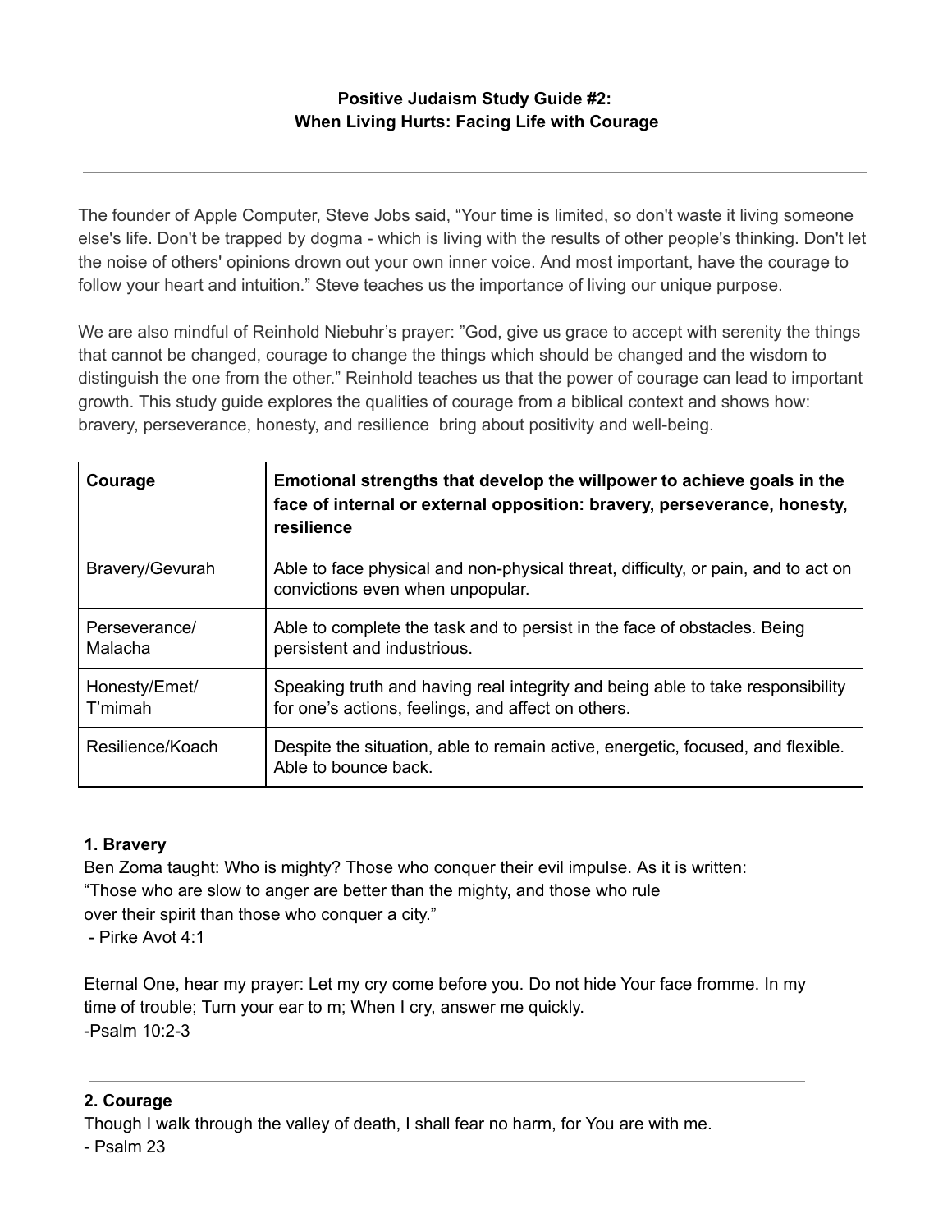**Positive Judaism Study Guide #2:**
**When Living Hurts: Facing Life with Courage**

---

The founder of Apple Computer, Steve Jobs said, “Your time is limited, so don't waste it living someone else's life. Don't be trapped by dogma - which is living with the results of other people's thinking. Don't let the noise of others' opinions drown out your own inner voice. And most important, have the courage to follow your heart and intuition.” Steve teaches us the importance of living our unique purpose.

We are also mindful of Reinhold Niebuhr’s prayer: ”God, give us grace to accept with serenity the things that cannot be changed, courage to change the things which should be changed and the wisdom to distinguish the one from the other.” Reinhold teaches us that the power of courage can lead to important growth. This study guide explores the qualities of courage from a biblical context and shows how: bravery, perseverance, honesty, and resilience bring about positivity and well-being.

| **Courage** | **Emotional strengths that develop the willpower to achieve goals in the face of internal or external opposition: bravery, perseverance, honesty, resilience** |
|---|---|
| Bravery/Gevurah | Able to face physical and non-physical threat, difficulty, or pain, and to act on convictions even when unpopular. |
| Perseverance/ Malacha | Able to complete the task and to persist in the face of obstacles. Being persistent and industrious. |
| Honesty/Emet/ T’mimah | Speaking truth and having real integrity and being able to take responsibility for one’s actions, feelings, and affect on others. |
| Resilience/Koach | Despite the situation, able to remain active, energetic, focused, and flexible. Able to bounce back. |

---

**1. Bravery**

Ben Zoma taught: Who is mighty? Those who conquer their evil impulse. As it is written:
“Those who are slow to anger are better than the mighty, and those who rule
over their spirit than those who conquer a city.”
- Pirke Avot 4:1

Eternal One, hear my prayer: Let my cry come before you. Do not hide Your face fromme. In my time of trouble; Turn your ear to m; When I cry, answer me quickly.
-Psalm 10:2-3

---

**2. Courage**

Though I walk through the valley of death, I shall fear no harm, for You are with me.
- Psalm 23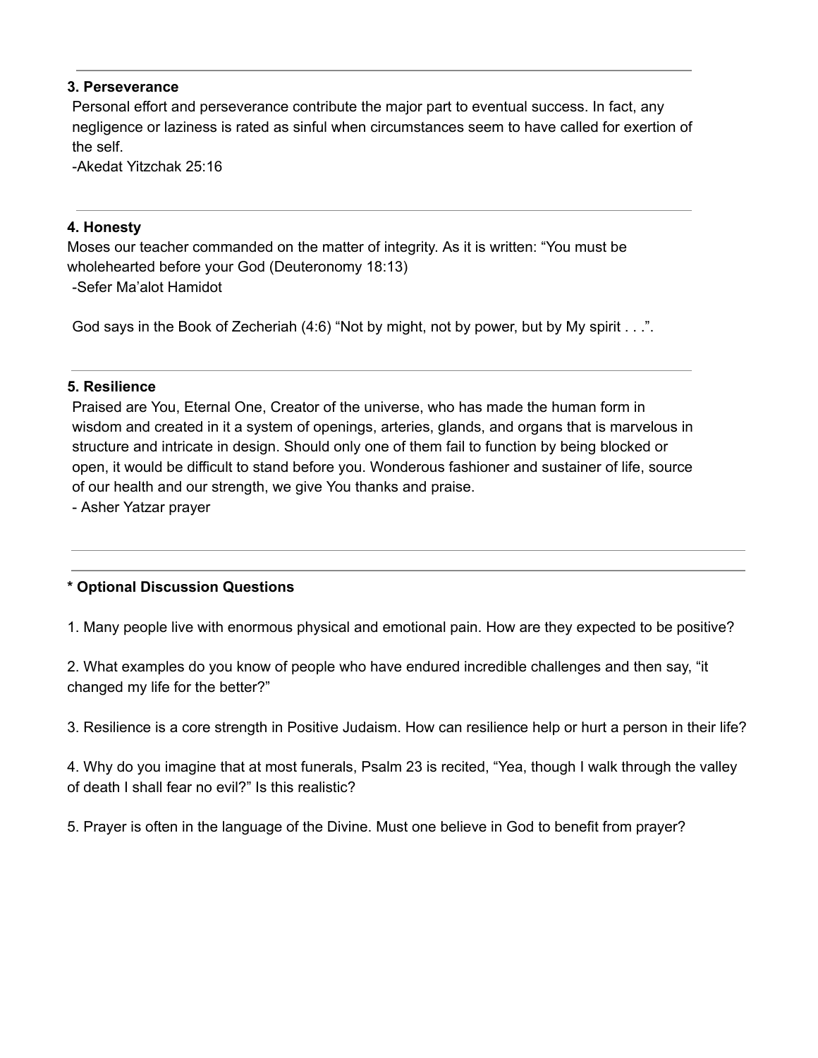---

**3. Perseverance**

Personal effort and perseverance contribute the major part to eventual success. In fact, any negligence or laziness is rated as sinful when circumstances seem to have called for exertion of the self.

-Akedat Yitzchak 25:16

---

**4. Honesty**

Moses our teacher commanded on the matter of integrity. As it is written: “You must be wholehearted before your God (Deuteronomy 18:13)

-Sefer Ma’alot Hamidot

God says in the Book of Zecheriah (4:6) “Not by might, not by power, but by My spirit . . .”.

---

**5. Resilience**

Praised are You, Eternal One, Creator of the universe, who has made the human form in wisdom and created in it a system of openings, arteries, glands, and organs that is marvelous in structure and intricate in design. Should only one of them fail to function by being blocked or open, it would be difficult to stand before you. Wonderous fashioner and sustainer of life, source of our health and our strength, we give You thanks and praise.

- Asher Yatzar prayer

---

---

**\* Optional Discussion Questions**

1. Many people live with enormous physical and emotional pain. How are they expected to be positive?

2. What examples do you know of people who have endured incredible challenges and then say, “it changed my life for the better?”

3. Resilience is a core strength in Positive Judaism. How can resilience help or hurt a person in their life?

4. Why do you imagine that at most funerals, Psalm 23 is recited, “Yea, though I walk through the valley of death I shall fear no evil?” Is this realistic?

5. Prayer is often in the language of the Divine. Must one believe in God to benefit from prayer?